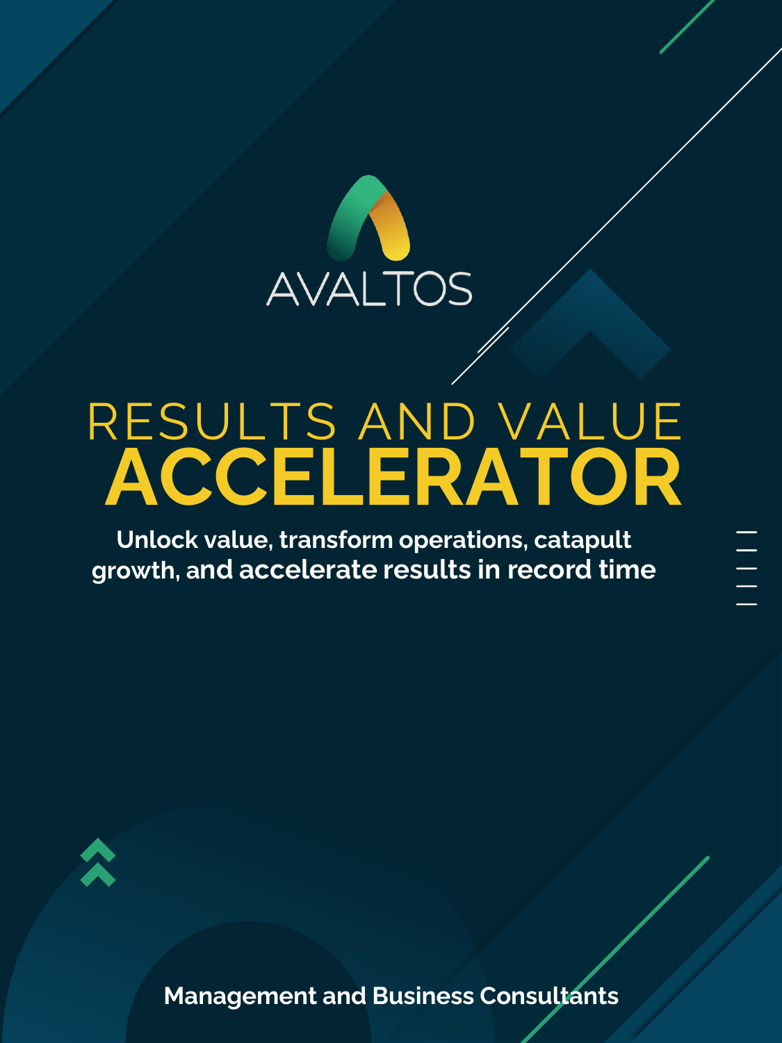AVALTOS

# RESULTS AND VALUE ACCELERATOR

**Unlock value, transform operations, catapult growth, and accelerate results in record time**

**Management and Business Consultants**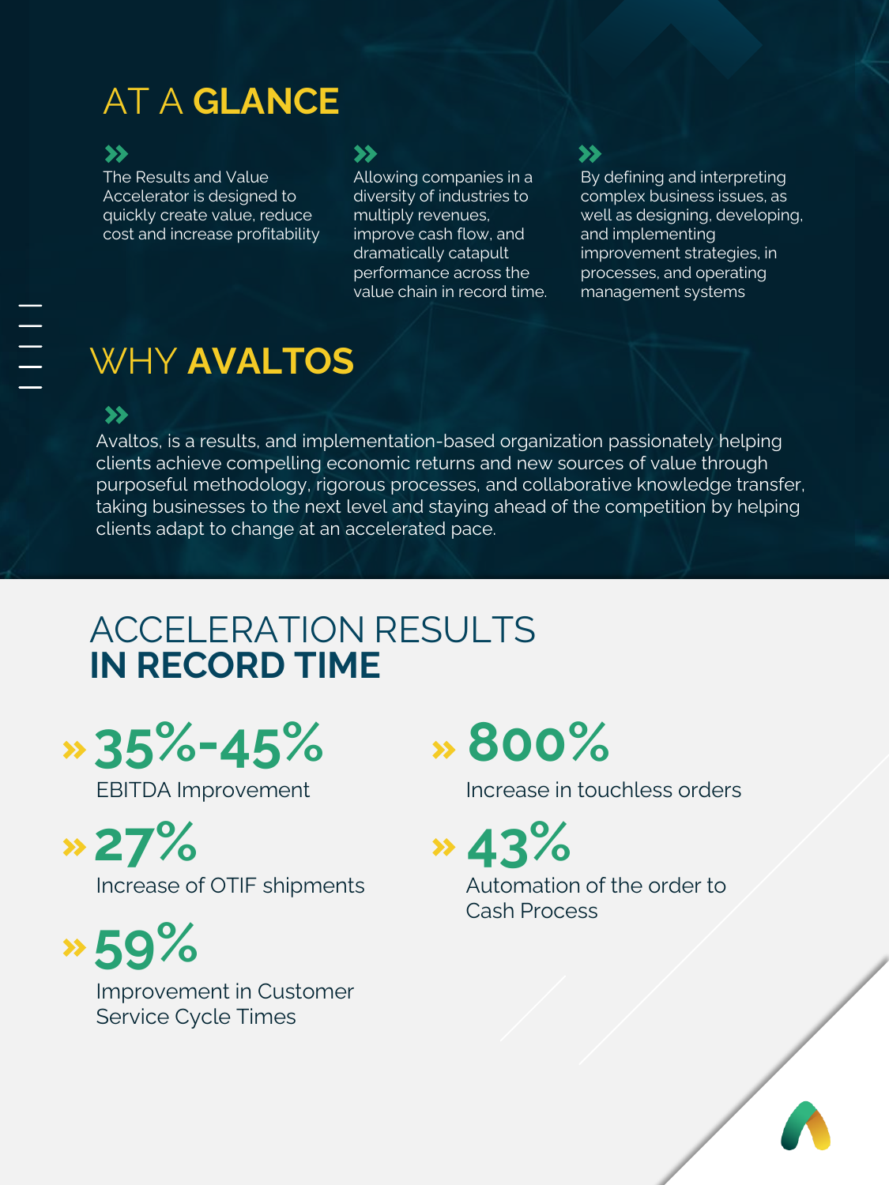# AT A **GLANCE**

- The Results and Value Accelerator is designed to quickly create value, reduce cost and increase profitability
- Allowing companies in a diversity of industries to multiply revenues, improve cash flow, and dramatically catapult performance across the value chain in record time.
- By defining and interpreting complex business issues, as well as designing, developing, and implementing improvement strategies, in processes, and operating management systems

# WHY **AVALTOS**

Avaltos, is a results, and implementation-based organization passionately helping clients achieve compelling economic returns and new sources of value through purposeful methodology, rigorous processes, and collaborative knowledge transfer, taking businesses to the next level and staying ahead of the competition by helping clients adapt to change at an accelerated pace.

# ACCELERATION RESULTS **IN RECORD TIME**

» **35%-45%**
EBITDA Improvement

» **27%**
Increase of OTIF shipments

» **59%**
Improvement in Customer Service Cycle Times

» **800%**
Increase in touchless orders

» **43%**
Automation of the order to Cash Process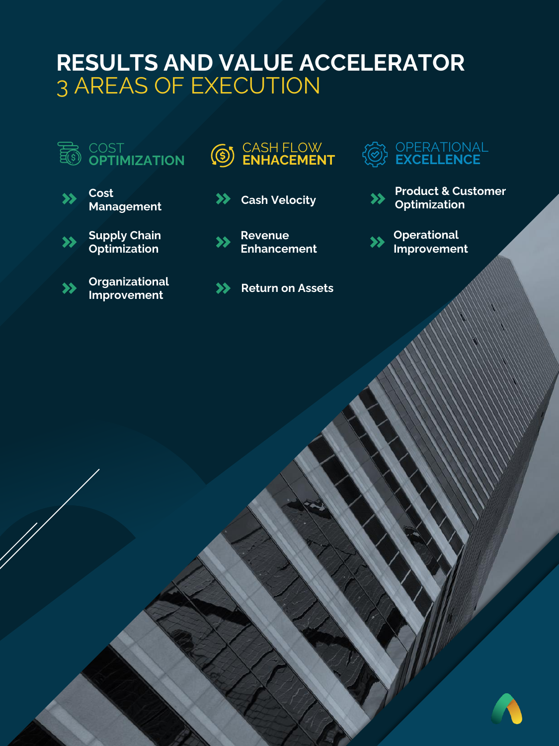# RESULTS AND VALUE ACCELERATOR
## 3 AREAS OF EXECUTION

### COST OPTIMIZATION

- Cost Management
- Supply Chain Optimization
- Organizational Improvement

### CASH FLOW ENHANCEMENT

- Cash Velocity
- Revenue Enhancement
- Return on Assets

### OPERATIONAL EXCELLENCE

- Product & Customer Optimization
- Operational Improvement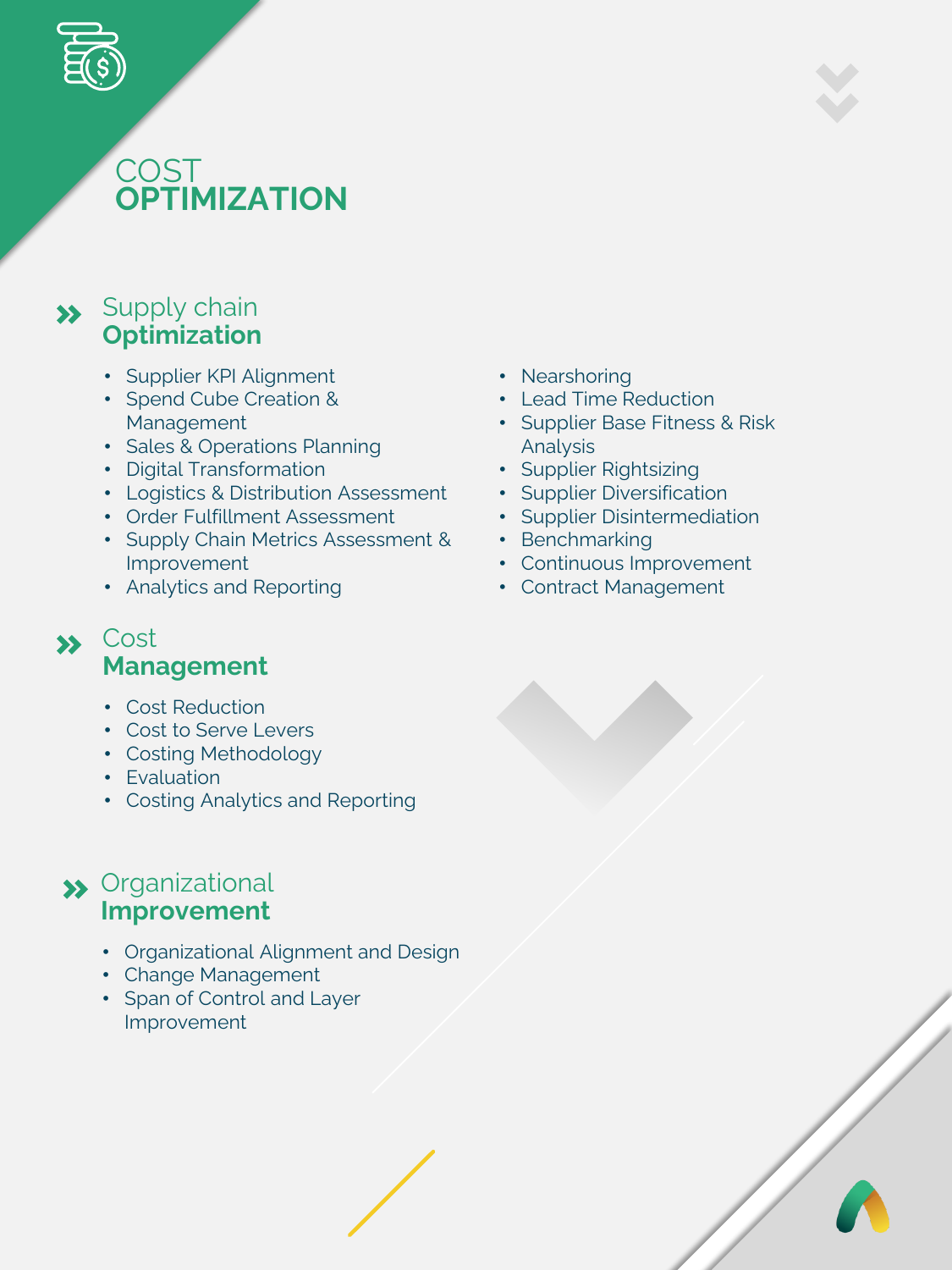# COST **OPTIMIZATION**

## Supply chain **Optimization**

- Supplier KPI Alignment
- Spend Cube Creation & Management
- Sales & Operations Planning
- Digital Transformation
- Logistics & Distribution Assessment
- Order Fulfillment Assessment
- Supply Chain Metrics Assessment & Improvement
- Analytics and Reporting
- Nearshoring
- Lead Time Reduction
- Supplier Base Fitness & Risk Analysis
- Supplier Rightsizing
- Supplier Diversification
- Supplier Disintermediation
- Benchmarking
- Continuous Improvement
- Contract Management

## Cost **Management**

- Cost Reduction
- Cost to Serve Levers
- Costing Methodology
- Evaluation
- Costing Analytics and Reporting

## Organizational **Improvement**

- Organizational Alignment and Design
- Change Management
- Span of Control and Layer Improvement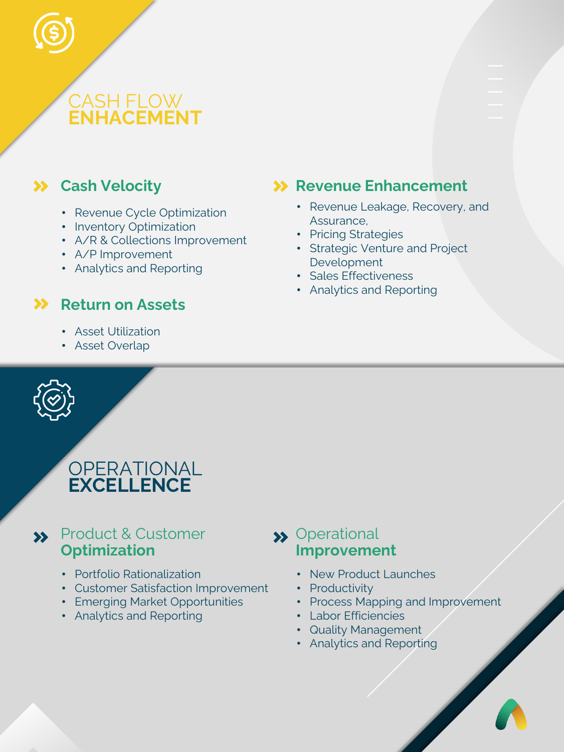# CASH FLOW ENHACEMENT

## Cash Velocity

- Revenue Cycle Optimization
- Inventory Optimization
- A/R & Collections Improvement
- A/P Improvement
- Analytics and Reporting

## Return on Assets

- Asset Utilization
- Asset Overlap

## Revenue Enhancement

- Revenue Leakage, Recovery, and Assurance,
- Pricing Strategies
- Strategic Venture and Project Development
- Sales Effectiveness
- Analytics and Reporting

# OPERATIONAL EXCELLENCE

## Product & Customer Optimization

- Portfolio Rationalization
- Customer Satisfaction Improvement
- Emerging Market Opportunities
- Analytics and Reporting

## Operational Improvement

- New Product Launches
- Productivity
- Process Mapping and Improvement
- Labor Efficiencies
- Quality Management
- Analytics and Reporting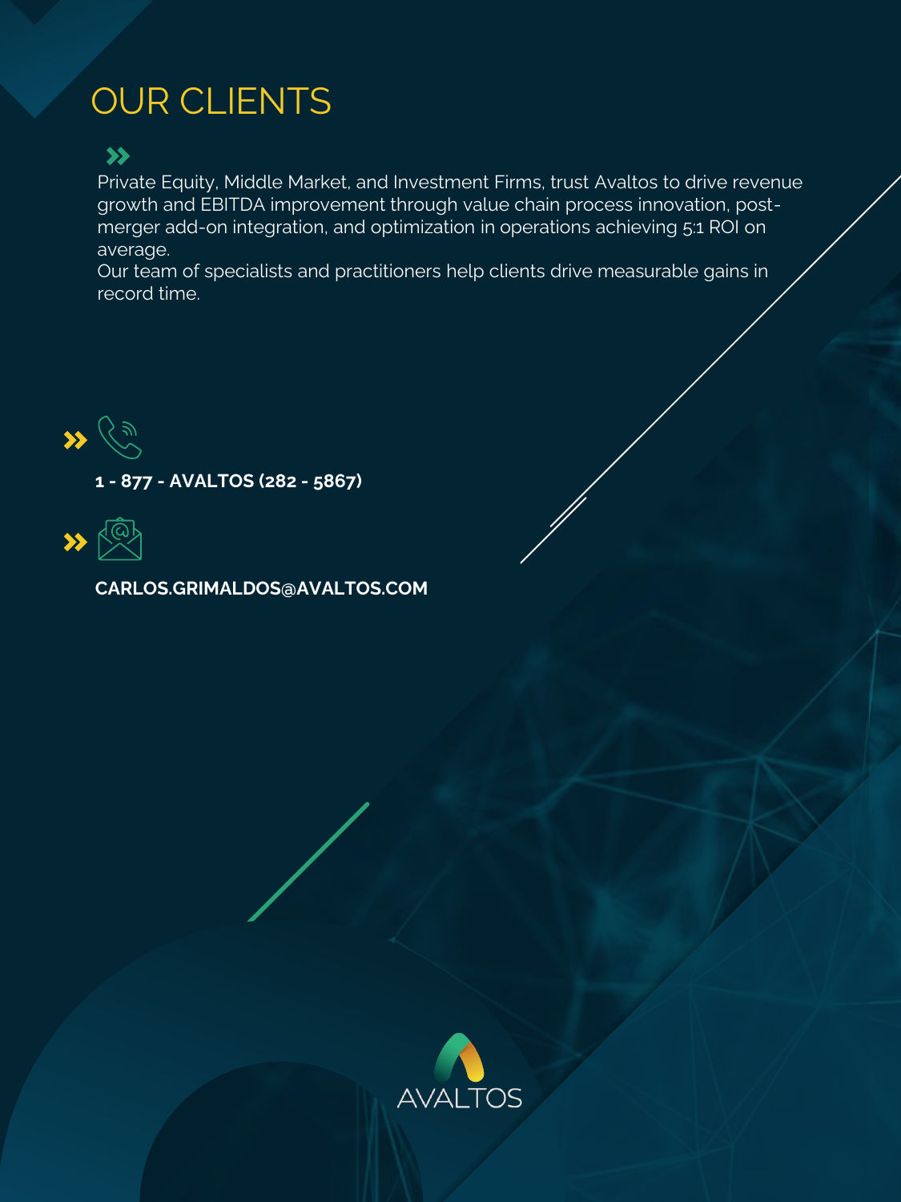# OUR CLIENTS

Private Equity, Middle Market, and Investment Firms, trust Avaltos to drive revenue growth and EBITDA improvement through value chain process innovation, post-merger add-on integration, and optimization in operations achieving 5:1 ROI on average.
Our team of specialists and practitioners help clients drive measurable gains in record time.

**1 - 877 - AVALTOS (282 - 5867)**

**CARLOS.GRIMALDOS@AVALTOS.COM**

AVALTOS